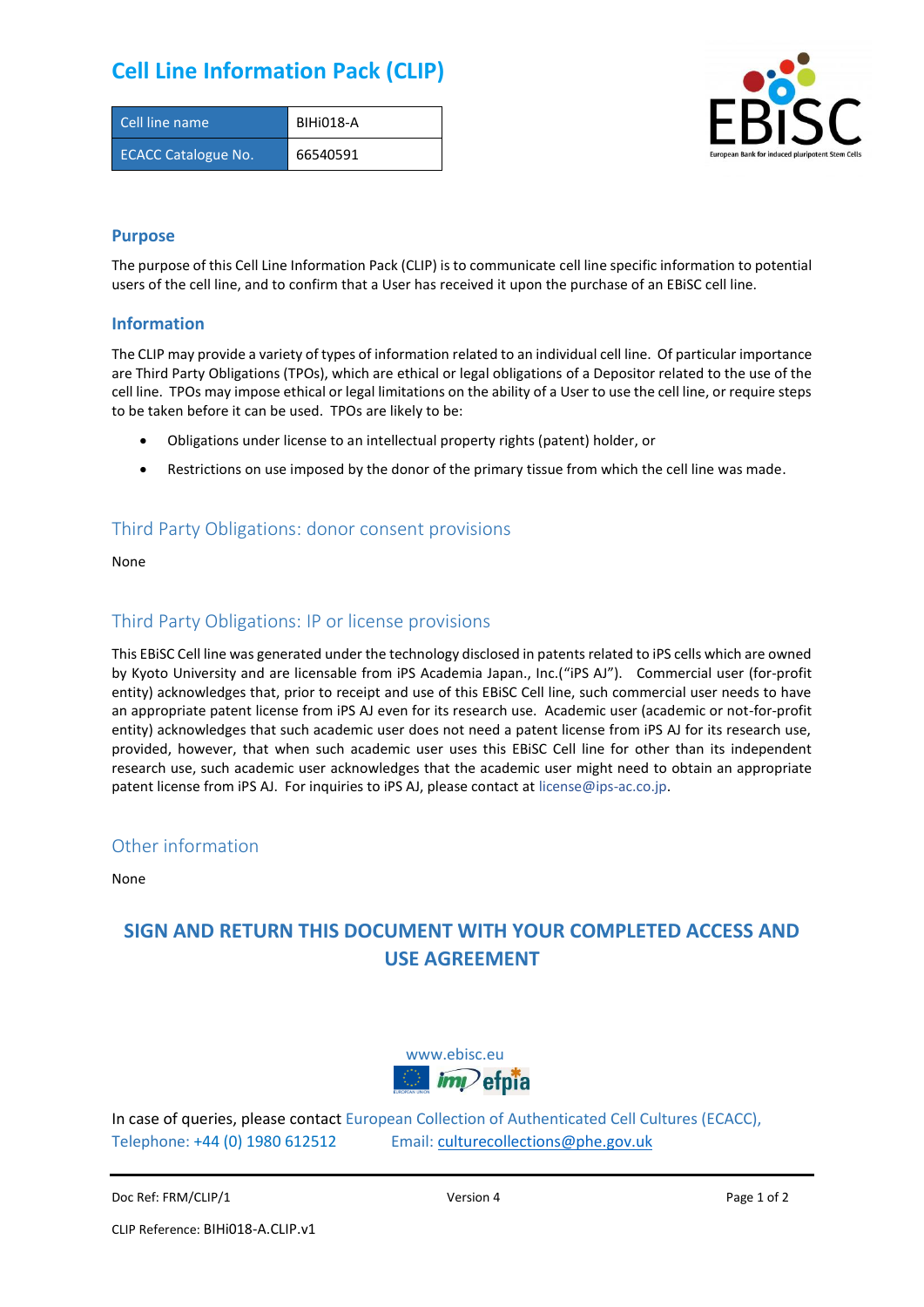# Cell Line Information Pack (CLIP)

| Cell line name | BIHi018-A |
| --- | --- |
| ECACC Catalogue No. | 66540591 |

## Purpose

The purpose of this Cell Line Information Pack (CLIP) is to communicate cell line specific information to potential users of the cell line, and to confirm that a User has received it upon the purchase of an EBiSC cell line.

## Information

The CLIP may provide a variety of types of information related to an individual cell line. Of particular importance are Third Party Obligations (TPOs), which are ethical or legal obligations of a Depositor related to the use of the cell line. TPOs may impose ethical or legal limitations on the ability of a User to use the cell line, or require steps to be taken before it can be used. TPOs are likely to be:

- Obligations under license to an intellectual property rights (patent) holder, or
- Restrictions on use imposed by the donor of the primary tissue from which the cell line was made.

## Third Party Obligations: donor consent provisions

None

## Third Party Obligations: IP or license provisions

This EBiSC Cell line was generated under the technology disclosed in patents related to iPS cells which are owned by Kyoto University and are licensable from iPS Academia Japan., Inc.("iPS AJ"). Commercial user (for-profit entity) acknowledges that, prior to receipt and use of this EBiSC Cell line, such commercial user needs to have an appropriate patent license from iPS AJ even for its research use. Academic user (academic or not-for-profit entity) acknowledges that such academic user does not need a patent license from iPS AJ for its research use, provided, however, that when such academic user uses this EBiSC Cell line for other than its independent research use, such academic user acknowledges that the academic user might need to obtain an appropriate patent license from iPS AJ. For inquiries to iPS AJ, please contact at license@ips-ac.co.jp.

## Other information

None

## SIGN AND RETURN THIS DOCUMENT WITH YOUR COMPLETED ACCESS AND USE AGREEMENT

www.ebisc.eu

In case of queries, please contact European Collection of Authenticated Cell Cultures (ECACC),
Telephone: +44 (0) 1980 612512 Email: culturecollections@phe.gov.uk

Doc Ref: FRM/CLIP/1 Version 4

CLIP Reference: BIHi018-A.CLIP.v1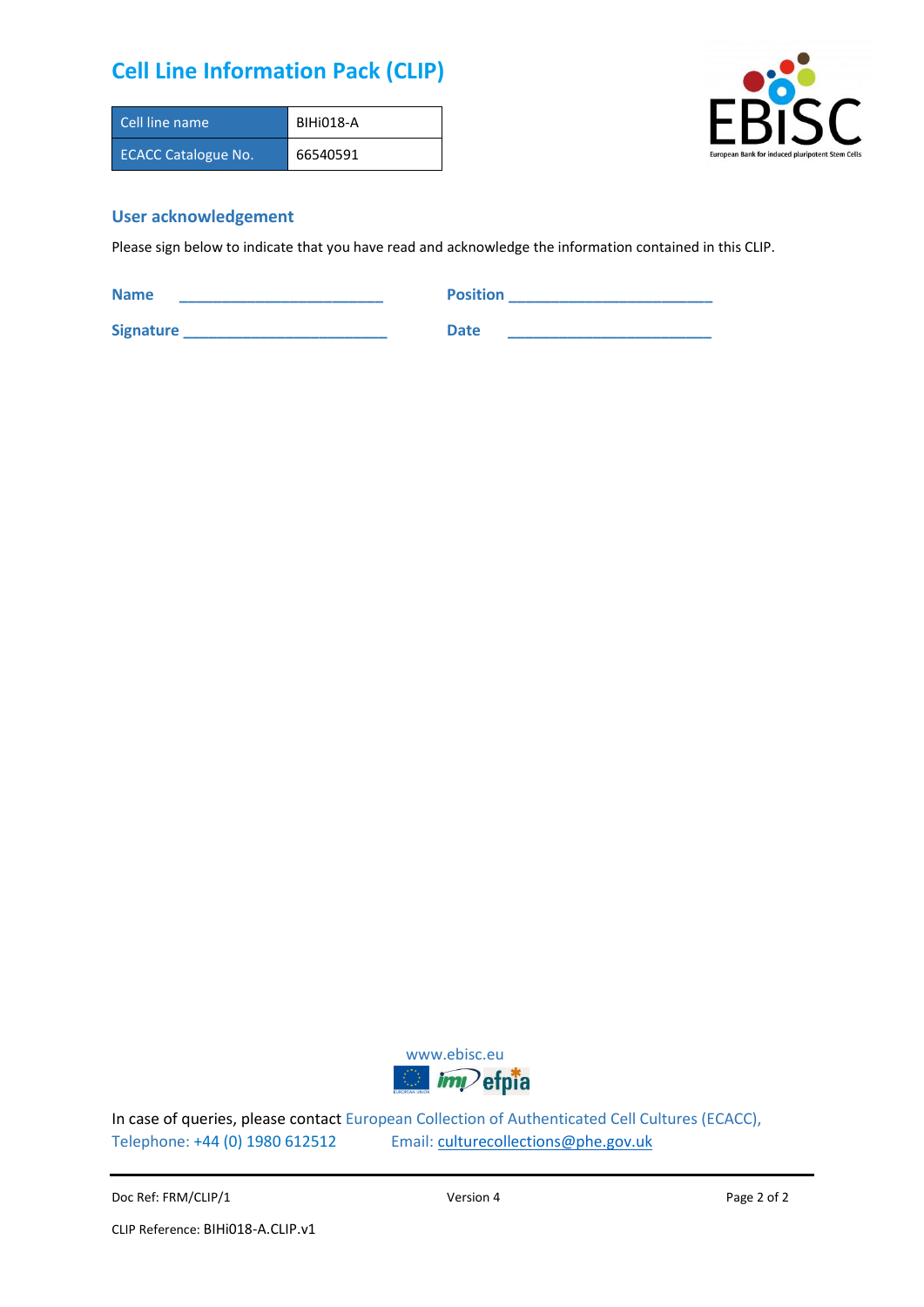# Cell Line Information Pack (CLIP)

| | |
|---|---|
| Cell line name | BIHi018-A |
| ECACC Catalogue No. | 66540591 |

## User acknowledgement

Please sign below to indicate that you have read and acknowledge the information contained in this CLIP.

**Name** _________________________ **Position** _________________________

**Signature** _________________________ **Date** _________________________

www.ebisc.eu

In case of queries, please contact European Collection of Authenticated Cell Cultures (ECACC), Telephone: +44 (0) 1980 612512 Email: culturecollections@phe.gov.uk

Doc Ref: FRM/CLIP/1 Version 4

CLIP Reference: BIHi018-A.CLIP.v1